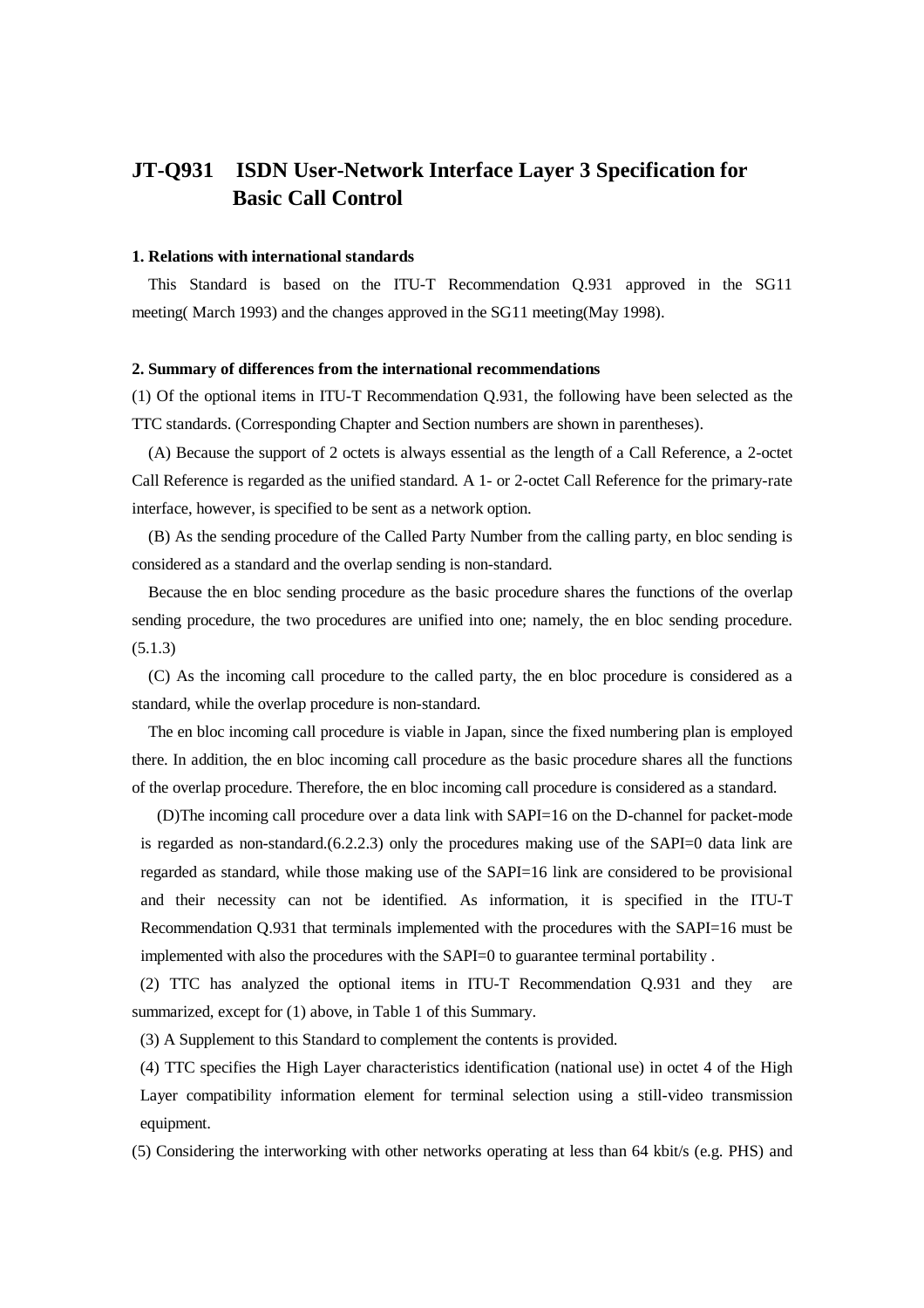# JT-Q931 ISDN User-Network Interface Layer 3 Specification for Basic Call Control

## 1. Relations with international standards

This Standard is based on the ITU-T Recommendation Q.931 approved in the SG11 meeting( March 1993) and the changes approved in the SG11 meeting(May 1998).

## 2. Summary of differences from the international recommendations

(1) Of the optional items in ITU-T Recommendation Q.931, the following have been selected as the TTC standards. (Corresponding Chapter and Section numbers are shown in parentheses).

(A) Because the support of 2 octets is always essential as the length of a Call Reference, a 2-octet Call Reference is regarded as the unified standard. A 1- or 2-octet Call Reference for the primary-rate interface, however, is specified to be sent as a network option.

(B) As the sending procedure of the Called Party Number from the calling party, en bloc sending is considered as a standard and the overlap sending is non-standard.

Because the en bloc sending procedure as the basic procedure shares the functions of the overlap sending procedure, the two procedures are unified into one; namely, the en bloc sending procedure. (5.1.3)

(C) As the incoming call procedure to the called party, the en bloc procedure is considered as a standard, while the overlap procedure is non-standard.

The en bloc incoming call procedure is viable in Japan, since the fixed numbering plan is employed there. In addition, the en bloc incoming call procedure as the basic procedure shares all the functions of the overlap procedure. Therefore, the en bloc incoming call procedure is considered as a standard.

(D)The incoming call procedure over a data link with SAPI=16 on the D-channel for packet-mode is regarded as non-standard.(6.2.2.3) only the procedures making use of the SAPI=0 data link are regarded as standard, while those making use of the SAPI=16 link are considered to be provisional and their necessity can not be identified. As information, it is specified in the ITU-T Recommendation Q.931 that terminals implemented with the procedures with the SAPI=16 must be implemented with also the procedures with the SAPI=0 to guarantee terminal portability .

(2) TTC has analyzed the optional items in ITU-T Recommendation Q.931 and they are summarized, except for (1) above, in Table 1 of this Summary.

(3) A Supplement to this Standard to complement the contents is provided.

(4) TTC specifies the High Layer characteristics identification (national use) in octet 4 of the High Layer compatibility information element for terminal selection using a still-video transmission equipment.

(5) Considering the interworking with other networks operating at less than 64 kbit/s (e.g. PHS) and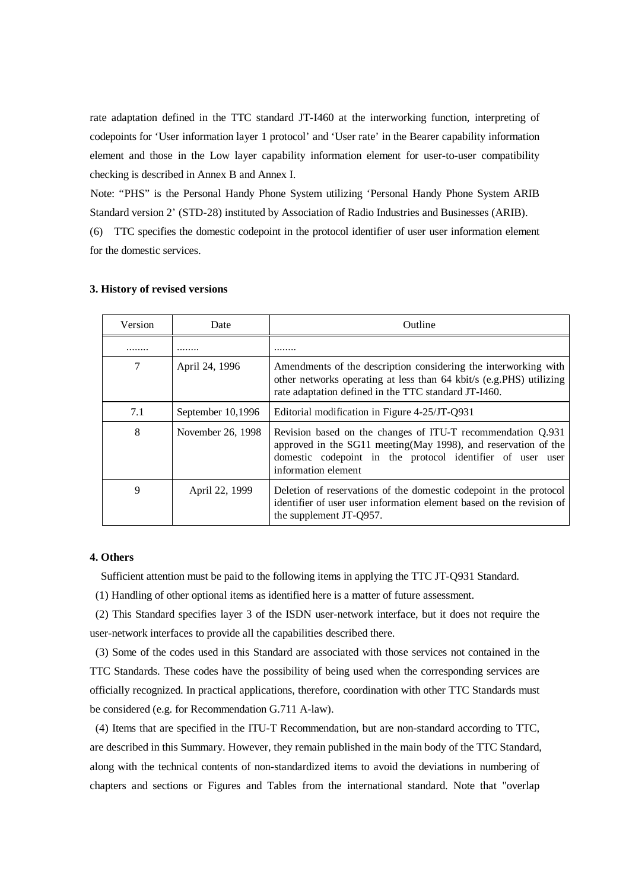rate adaptation defined in the TTC standard JT-I460 at the interworking function, interpreting of codepoints for 'User information layer 1 protocol' and 'User rate' in the Bearer capability information element and those in the Low layer capability information element for user-to-user compatibility checking is described in Annex B and Annex I.

Note: "PHS" is the Personal Handy Phone System utilizing 'Personal Handy Phone System ARIB Standard version 2' (STD-28) instituted by Association of Radio Industries and Businesses (ARIB).

(6) TTC specifies the domestic codepoint in the protocol identifier of user user information element for the domestic services.

### 3. History of revised versions

| Version | Date | Outline |
|---|---|---|
| ........ | ........ | ........ |
| 7 | April 24, 1996 | Amendments of the description considering the interworking with other networks operating at less than 64 kbit/s (e.g.PHS) utilizing rate adaptation defined in the TTC standard JT-I460. |
| 7.1 | September 10,1996 | Editorial modification in Figure 4-25/JT-Q931 |
| 8 | November 26, 1998 | Revision based on the changes of ITU-T recommendation Q.931 approved in the SG11 meeting(May 1998), and reservation of the domestic codepoint in the protocol identifier of user user information element |
| 9 | April 22, 1999 | Deletion of reservations of the domestic codepoint in the protocol identifier of user user information element based on the revision of the supplement JT-Q957. |

### 4. Others

Sufficient attention must be paid to the following items in applying the TTC JT-Q931 Standard.

(1) Handling of other optional items as identified here is a matter of future assessment.

(2) This Standard specifies layer 3 of the ISDN user-network interface, but it does not require the user-network interfaces to provide all the capabilities described there.

(3) Some of the codes used in this Standard are associated with those services not contained in the TTC Standards. These codes have the possibility of being used when the corresponding services are officially recognized. In practical applications, therefore, coordination with other TTC Standards must be considered (e.g. for Recommendation G.711 A-law).

(4) Items that are specified in the ITU-T Recommendation, but are non-standard according to TTC, are described in this Summary. However, they remain published in the main body of the TTC Standard, along with the technical contents of non-standardized items to avoid the deviations in numbering of chapters and sections or Figures and Tables from the international standard. Note that "overlap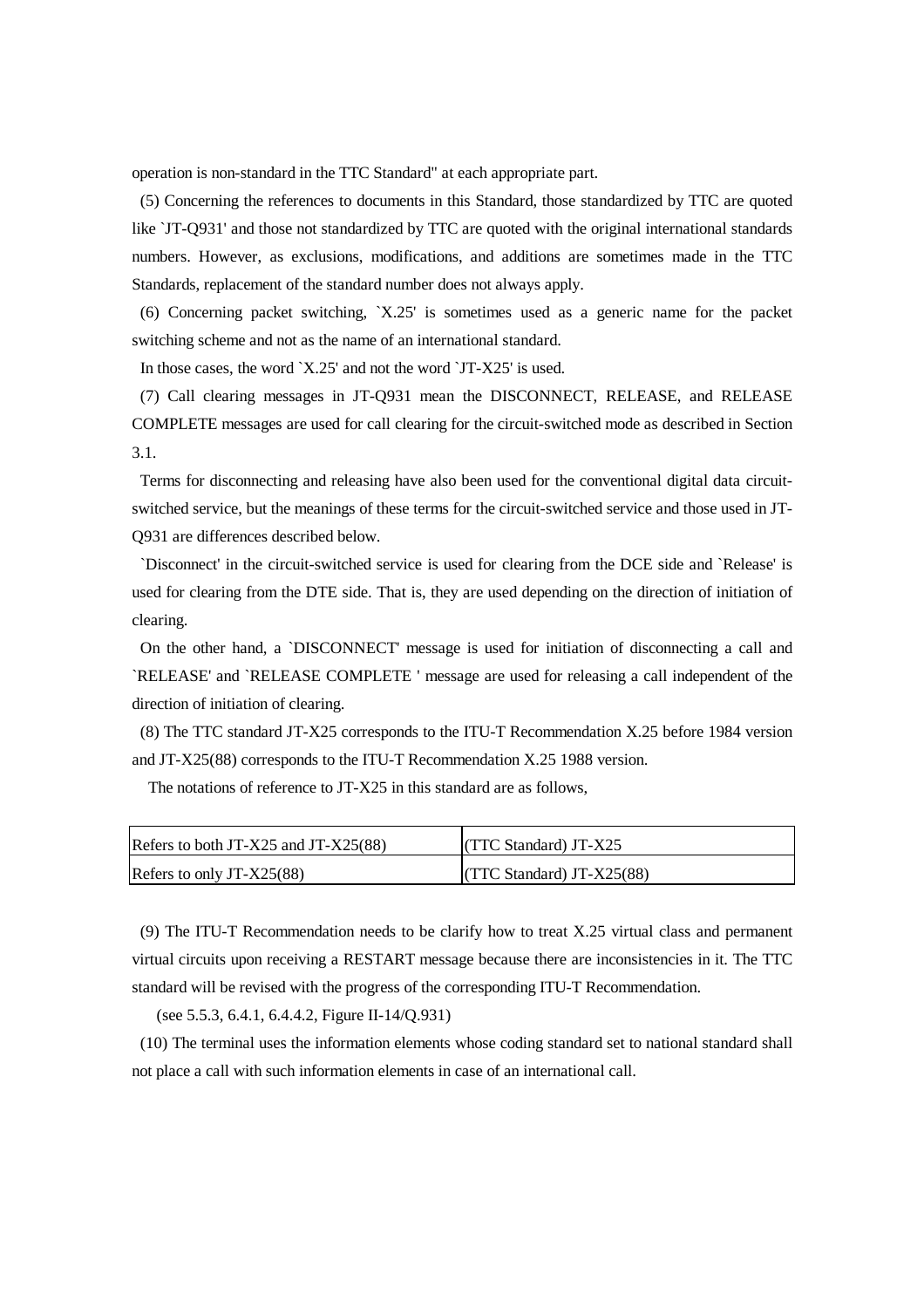operation is non-standard in the TTC Standard" at each appropriate part.

(5) Concerning the references to documents in this Standard, those standardized by TTC are quoted like `JT-Q931' and those not standardized by TTC are quoted with the original international standards numbers. However, as exclusions, modifications, and additions are sometimes made in the TTC Standards, replacement of the standard number does not always apply.

(6) Concerning packet switching, `X.25' is sometimes used as a generic name for the packet switching scheme and not as the name of an international standard.

In those cases, the word `X.25' and not the word `JT-X25' is used.

(7) Call clearing messages in JT-Q931 mean the DISCONNECT, RELEASE, and RELEASE COMPLETE messages are used for call clearing for the circuit-switched mode as described in Section 3.1.

Terms for disconnecting and releasing have also been used for the conventional digital data circuit-switched service, but the meanings of these terms for the circuit-switched service and those used in JT-Q931 are differences described below.

`Disconnect' in the circuit-switched service is used for clearing from the DCE side and `Release' is used for clearing from the DTE side. That is, they are used depending on the direction of initiation of clearing.

On the other hand, a `DISCONNECT' message is used for initiation of disconnecting a call and `RELEASE' and `RELEASE COMPLETE ' message are used for releasing a call independent of the direction of initiation of clearing.

(8) The TTC standard JT-X25 corresponds to the ITU-T Recommendation X.25 before 1984 version and JT-X25(88) corresponds to the ITU-T Recommendation X.25 1988 version.

The notations of reference to JT-X25 in this standard are as follows,

| | |
|---|---|
| Refers to both JT-X25 and JT-X25(88) | (TTC Standard) JT-X25 |
| Refers to only JT-X25(88) | (TTC Standard) JT-X25(88) |

(9) The ITU-T Recommendation needs to be clarify how to treat X.25 virtual class and permanent virtual circuits upon receiving a RESTART message because there are inconsistencies in it. The TTC standard will be revised with the progress of the corresponding ITU-T Recommendation.

(see 5.5.3, 6.4.1, 6.4.4.2, Figure II-14/Q.931)

(10) The terminal uses the information elements whose coding standard set to national standard shall not place a call with such information elements in case of an international call.